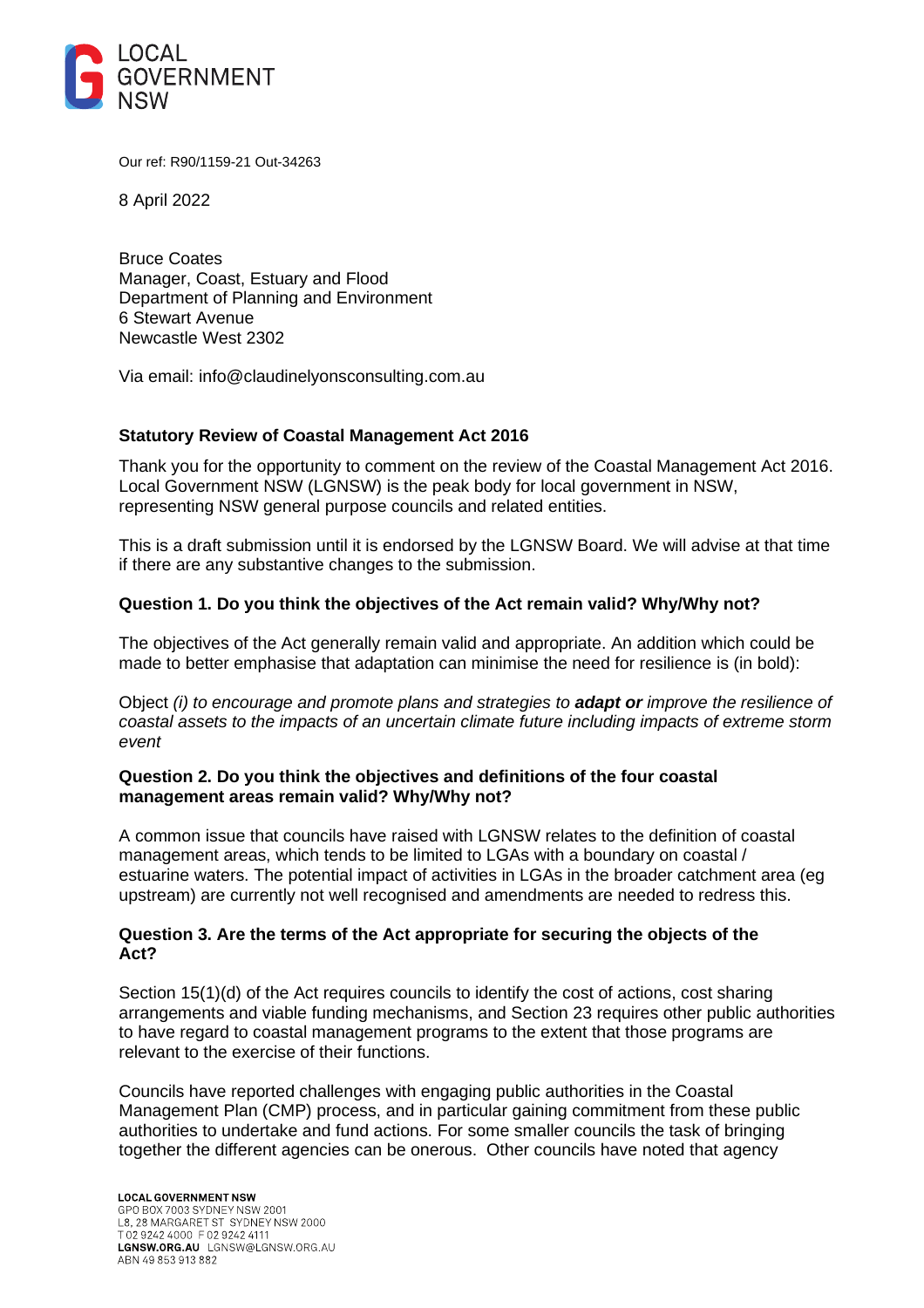LOCAL GOVERNMENT NSW

Our ref: R90/1159-21 Out-34263

8 April 2022

Bruce Coates
Manager, Coast, Estuary and Flood
Department of Planning and Environment
6 Stewart Avenue
Newcastle West 2302

Via email: info@claudinelyonsconsulting.com.au

**Statutory Review of Coastal Management Act 2016**

Thank you for the opportunity to comment on the review of the Coastal Management Act 2016. Local Government NSW (LGNSW) is the peak body for local government in NSW, representing NSW general purpose councils and related entities.

This is a draft submission until it is endorsed by the LGNSW Board. We will advise at that time if there are any substantive changes to the submission.

**Question 1. Do you think the objectives of the Act remain valid? Why/Why not?**

The objectives of the Act generally remain valid and appropriate. An addition which could be made to better emphasise that adaptation can minimise the need for resilience is (in bold):

Object *(i) to encourage and promote plans and strategies to* ***adapt or*** *improve the resilience of coastal assets to the impacts of an uncertain climate future including impacts of extreme storm event*

**Question 2. Do you think the objectives and definitions of the four coastal management areas remain valid? Why/Why not?**

A common issue that councils have raised with LGNSW relates to the definition of coastal management areas, which tends to be limited to LGAs with a boundary on coastal / estuarine waters. The potential impact of activities in LGAs in the broader catchment area (eg upstream) are currently not well recognised and amendments are needed to redress this.

**Question 3. Are the terms of the Act appropriate for securing the objects of the Act?**

Section 15(1)(d) of the Act requires councils to identify the cost of actions, cost sharing arrangements and viable funding mechanisms, and Section 23 requires other public authorities to have regard to coastal management programs to the extent that those programs are relevant to the exercise of their functions.

Councils have reported challenges with engaging public authorities in the Coastal Management Plan (CMP) process, and in particular gaining commitment from these public authorities to undertake and fund actions. For some smaller councils the task of bringing together the different agencies can be onerous. Other councils have noted that agency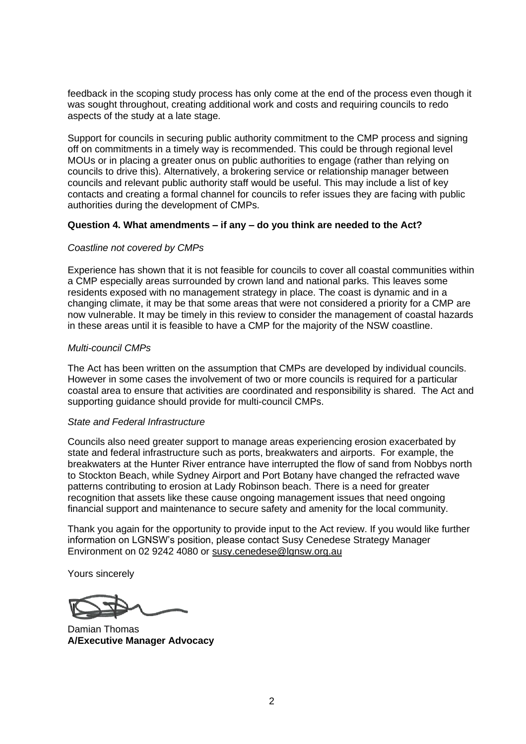feedback in the scoping study process has only come at the end of the process even though it was sought throughout, creating additional work and costs and requiring councils to redo aspects of the study at a late stage.

Support for councils in securing public authority commitment to the CMP process and signing off on commitments in a timely way is recommended. This could be through regional level MOUs or in placing a greater onus on public authorities to engage (rather than relying on councils to drive this). Alternatively, a brokering service or relationship manager between councils and relevant public authority staff would be useful. This may include a list of key contacts and creating a formal channel for councils to refer issues they are facing with public authorities during the development of CMPs.

**Question 4. What amendments – if any – do you think are needed to the Act?**

*Coastline not covered by CMPs*

Experience has shown that it is not feasible for councils to cover all coastal communities within a CMP especially areas surrounded by crown land and national parks. This leaves some residents exposed with no management strategy in place. The coast is dynamic and in a changing climate, it may be that some areas that were not considered a priority for a CMP are now vulnerable. It may be timely in this review to consider the management of coastal hazards in these areas until it is feasible to have a CMP for the majority of the NSW coastline.

*Multi-council CMPs*

The Act has been written on the assumption that CMPs are developed by individual councils. However in some cases the involvement of two or more councils is required for a particular coastal area to ensure that activities are coordinated and responsibility is shared. The Act and supporting guidance should provide for multi-council CMPs.

*State and Federal Infrastructure*

Councils also need greater support to manage areas experiencing erosion exacerbated by state and federal infrastructure such as ports, breakwaters and airports. For example, the breakwaters at the Hunter River entrance have interrupted the flow of sand from Nobbys north to Stockton Beach, while Sydney Airport and Port Botany have changed the refracted wave patterns contributing to erosion at Lady Robinson beach. There is a need for greater recognition that assets like these cause ongoing management issues that need ongoing financial support and maintenance to secure safety and amenity for the local community.

Thank you again for the opportunity to provide input to the Act review. If you would like further information on LGNSW's position, please contact Susy Cenedese Strategy Manager Environment on 02 9242 4080 or susy.cenedese@lgnsw.org.au

Yours sincerely

Damian Thomas
**A/Executive Manager Advocacy**